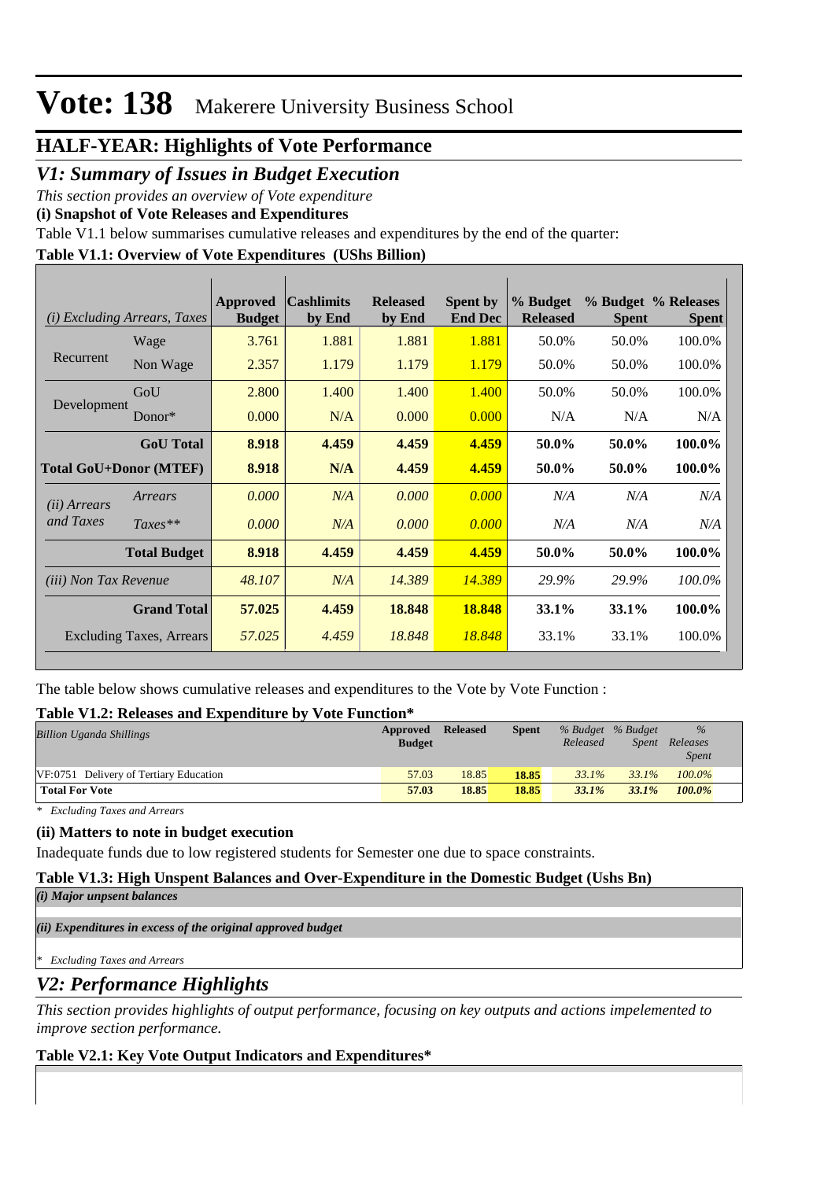# Vote: 138 Makerere University Business School

## HALF-YEAR: Highlights of Vote Performance

## *V1: Summary of Issues in Budget Execution*

*This section provides an overview of Vote expenditure*

**(i) Snapshot of Vote Releases and Expenditures**

Table V1.1 below summarises cumulative releases and expenditures by the end of the quarter:

**Table V1.1: Overview of Vote Expenditures (UShs Billion)**

| *(i) Excluding Arrears, Taxes* | | Approved Budget | Cashlimits by End | Released by End | Spent by End Dec | % Budget Released | % Budget Spent | % Releases Spent |
|---|---|---|---|---|---|---|---|---|
| Recurrent | Wage | 3.761 | 1.881 | 1.881 | 1.881 | 50.0% | 50.0% | 100.0% |
| | Non Wage | 2.357 | 1.179 | 1.179 | 1.179 | 50.0% | 50.0% | 100.0% |
| Development | GoU | 2.800 | 1.400 | 1.400 | 1.400 | 50.0% | 50.0% | 100.0% |
| | Donor* | 0.000 | N/A | 0.000 | 0.000 | N/A | N/A | N/A |
| | **GoU Total** | **8.918** | **4.459** | **4.459** | **4.459** | **50.0%** | **50.0%** | **100.0%** |
| **Total GoU+Donor (MTEF)** | | **8.918** | **N/A** | **4.459** | **4.459** | **50.0%** | **50.0%** | **100.0%** |
| *(ii) Arrears and Taxes* | *Arrears* | *0.000* | *N/A* | *0.000* | *0.000* | *N/A* | *N/A* | *N/A* |
| | *Taxes*** | *0.000* | *N/A* | *0.000* | *0.000* | *N/A* | *N/A* | *N/A* |
| | **Total Budget** | **8.918** | **4.459** | **4.459** | **4.459** | **50.0%** | **50.0%** | **100.0%** |
| *(iii) Non Tax Revenue* | | *48.107* | *N/A* | *14.389* | *14.389* | *29.9%* | *29.9%* | *100.0%* |
| | **Grand Total** | **57.025** | **4.459** | **18.848** | **18.848** | **33.1%** | **33.1%** | **100.0%** |
| | Excluding Taxes, Arrears | *57.025* | *4.459* | *18.848* | *18.848* | 33.1% | 33.1% | 100.0% |

The table below shows cumulative releases and expenditures to the Vote by Vote Function :

**Table V1.2: Releases and Expenditure by Vote Function***

| *Billion Uganda Shillings* | Approved Budget | Released | Spent | *% Budget Released* | *% Budget Spent* | *% Releases Spent* |
|---|---|---|---|---|---|---|
| VF:0751 Delivery of Tertiary Education | 57.03 | 18.85 | 18.85 | *33.1%* | *33.1%* | *100.0%* |
| **Total For Vote** | **57.03** | **18.85** | **18.85** | ***33.1%*** | ***33.1%*** | ***100.0%*** |

*\* Excluding Taxes and Arrears*

**(ii) Matters to note in budget execution**

Inadequate funds due to low registered students for Semester one due to space constraints.

**Table V1.3: High Unspent Balances and Over-Expenditure in the Domestic Budget (Ushs Bn)**

***(i) Major unpsent balances***

***(ii) Expenditures in excess of the original approved budget***

*\* Excluding Taxes and Arrears*

## *V2: Performance Highlights*

*This section provides highlights of output performance, focusing on key outputs and actions impelemented to improve section performance.*

**Table V2.1: Key Vote Output Indicators and Expenditures***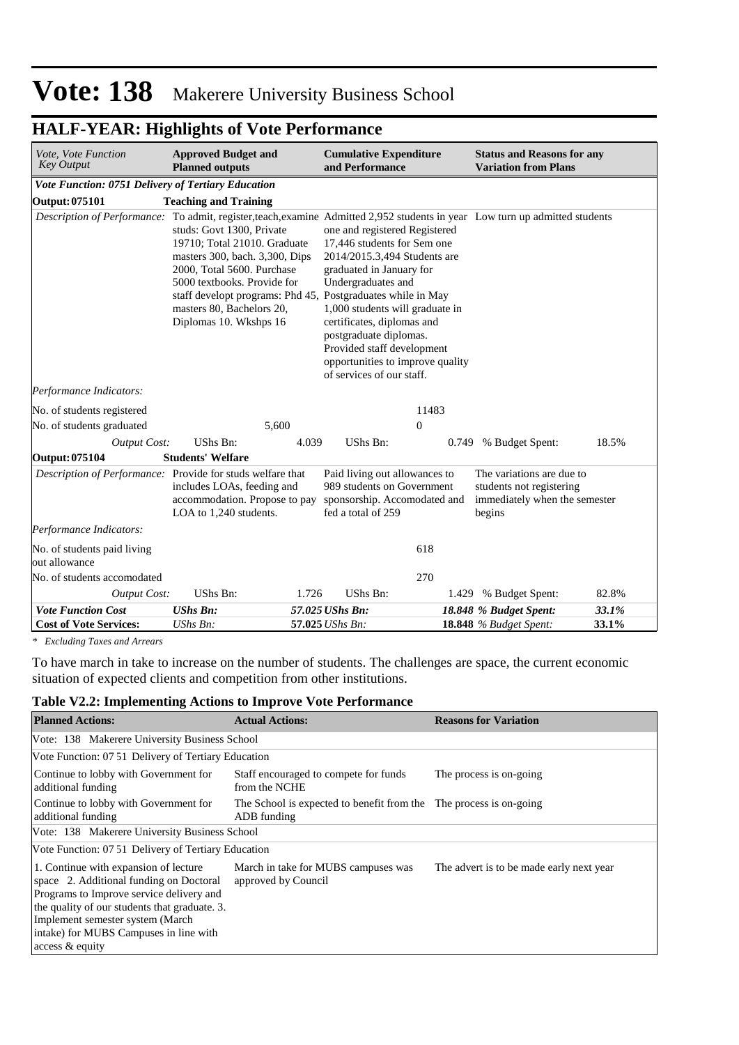# Vote: 138 Makerere University Business School

## HALF-YEAR: Highlights of Vote Performance

| *Vote, Vote Function Key Output* | **Approved Budget and Planned outputs** | | **Cumulative Expenditure and Performance** | | **Status and Reasons for any Variation from Plans** | |
|---|---|---|---|---|---|---|
| ***Vote Function: 0751 Delivery of Tertiary Education*** | | | | | | |
| **Output: 075101** | **Teaching and Training** | | | | | |
| *Description of Performance:* | To admit, register,teach,examine studs: Govt 1300, Private 19710; Total 21010. Graduate masters 300, bach. 3,300, Dips 2000, Total 5600. Purchase 5000 textbooks. Provide for staff developt programs: Phd 45, masters 80, Bachelors 20, Diplomas 10. Wkshps 16 | | Admitted 2,952 students in year one and registered Registered 17,446 students for Sem one 2014/2015.3,494 Students are graduated in January for Undergraduates and Postgraduates while in May 1,000 students will graduate in certificates, diplomas and postgraduate diplomas. Provided staff development opportunities to improve quality of services of our staff. | | Low turn up admitted students | |
| *Performance Indicators:* | | | | | | |
| No. of students registered | | | | 11483 | | |
| No. of students graduated | | 5,600 | | 0 | | |
| *Output Cost:* | UShs Bn: | 4.039 | UShs Bn: | 0.749 | % Budget Spent: | 18.5% |
| **Output: 075104** | **Students' Welfare** | | | | | |
| *Description of Performance:* | Provide for studs welfare that includes LOAs, feeding and accommodation. Propose to pay LOA to 1,240 students. | | Paid living out allowances to 989 students on Government sponsorship. Accomodated and fed a total of 259 | | The variations are due to students not registering immediately when the semester begins | |
| *Performance Indicators:* | | | | | | |
| No. of students paid living out allowance | | | | 618 | | |
| No. of students accomodated | | | | 270 | | |
| *Output Cost:* | UShs Bn: | 1.726 | UShs Bn: | 1.429 | % Budget Spent: | 82.8% |
| ***Vote Function Cost*** | ***UShs Bn:*** | ***57.025*** | ***UShs Bn:*** | ***18.848*** | ***% Budget Spent:*** | ***33.1%*** |
| **Cost of Vote Services:** | *UShs Bn:* | **57.025** | *UShs Bn:* | **18.848** | *% Budget Spent:* | **33.1%** |

*\* Excluding Taxes and Arrears*

To have march in take to increase on the number of students. The challenges are space, the current economic situation of expected clients and competition from other institutions.

**Table V2.2: Implementing Actions to Improve Vote Performance**

| **Planned Actions:** | **Actual Actions:** | **Reasons for Variation** |
|---|---|---|
| Vote: 138 Makerere University Business School | | |
| Vote Function: 07 51 Delivery of Tertiary Education | | |
| Continue to lobby with Government for additional funding | Staff encouraged to compete for funds from the NCHE | The process is on-going |
| Continue to lobby with Government for additional funding | The School is expected to benefit from the ADB funding | The process is on-going |
| Vote: 138 Makerere University Business School | | |
| Vote Function: 07 51 Delivery of Tertiary Education | | |
| 1. Continue with expansion of lecture space 2. Additional funding on Doctoral Programs to Improve service delivery and the quality of our students that graduate. 3. Implement semester system (March intake) for MUBS Campuses in line with access & equity | March in take for MUBS campuses was approved by Council | The advert is to be made early next year |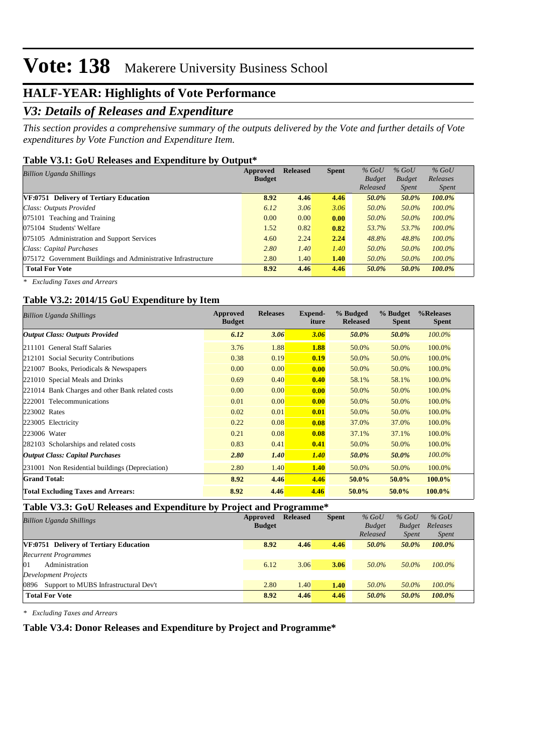# Vote: 138 Makerere University Business School

## HALF-YEAR: Highlights of Vote Performance

## *V3: Details of Releases and Expenditure*

*This section provides a comprehensive summary of the outputs delivered by the Vote and further details of Vote expenditures by Vote Function and Expenditure Item.*

### Table V3.1: GoU Releases and Expenditure by Output*

| *Billion Uganda Shillings* | Approved Budget | Released | Spent | *% GoU Budget Released* | *% GoU Budget Spent* | *% GoU Releases Spent* |
|---|---|---|---|---|---|---|
| **VF:0751 Delivery of Tertiary Education** | **8.92** | **4.46** | **4.46** | ***50.0%*** | ***50.0%*** | ***100.0%*** |
| *Class: Outputs Provided* | *6.12* | *3.06* | *3.06* | *50.0%* | *50.0%* | *100.0%* |
| 075101 Teaching and Training | 0.00 | 0.00 | **0.00** | *50.0%* | *50.0%* | *100.0%* |
| 075104 Students' Welfare | 1.52 | 0.82 | **0.82** | *53.7%* | *53.7%* | *100.0%* |
| 075105 Administration and Support Services | 4.60 | 2.24 | **2.24** | *48.8%* | *48.8%* | *100.0%* |
| *Class: Capital Purchases* | *2.80* | *1.40* | *1.40* | *50.0%* | *50.0%* | *100.0%* |
| 075172 Government Buildings and Administrative Infrastructure | 2.80 | 1.40 | **1.40** | *50.0%* | *50.0%* | *100.0%* |
| **Total For Vote** | **8.92** | **4.46** | **4.46** | ***50.0%*** | ***50.0%*** | ***100.0%*** |

*\* Excluding Taxes and Arrears*

### Table V3.2: 2014/15 GoU Expenditure by Item

| *Billion Uganda Shillings* | Approved Budget | Releases | Expend-iture | % Budged Released | % Budget Spent | %Releases Spent |
|---|---|---|---|---|---|---|
| ***Output Class: Outputs Provided*** | ***6.12*** | ***3.06*** | ***3.06*** | ***50.0%*** | ***50.0%*** | *100.0%* |
| 211101 General Staff Salaries | 3.76 | 1.88 | **1.88** | 50.0% | 50.0% | 100.0% |
| 212101 Social Security Contributions | 0.38 | 0.19 | **0.19** | 50.0% | 50.0% | 100.0% |
| 221007 Books, Periodicals & Newspapers | 0.00 | 0.00 | **0.00** | 50.0% | 50.0% | 100.0% |
| 221010 Special Meals and Drinks | 0.69 | 0.40 | **0.40** | 58.1% | 58.1% | 100.0% |
| 221014 Bank Charges and other Bank related costs | 0.00 | 0.00 | **0.00** | 50.0% | 50.0% | 100.0% |
| 222001 Telecommunications | 0.01 | 0.00 | **0.00** | 50.0% | 50.0% | 100.0% |
| 223002 Rates | 0.02 | 0.01 | **0.01** | 50.0% | 50.0% | 100.0% |
| 223005 Electricity | 0.22 | 0.08 | **0.08** | 37.0% | 37.0% | 100.0% |
| 223006 Water | 0.21 | 0.08 | **0.08** | 37.1% | 37.1% | 100.0% |
| 282103 Scholarships and related costs | 0.83 | 0.41 | **0.41** | 50.0% | 50.0% | 100.0% |
| ***Output Class: Capital Purchases*** | ***2.80*** | ***1.40*** | ***1.40*** | ***50.0%*** | ***50.0%*** | *100.0%* |
| 231001 Non Residential buildings (Depreciation) | 2.80 | 1.40 | **1.40** | 50.0% | 50.0% | 100.0% |
| **Grand Total:** | **8.92** | **4.46** | **4.46** | **50.0%** | **50.0%** | **100.0%** |
| **Total Excluding Taxes and Arrears:** | **8.92** | **4.46** | **4.46** | **50.0%** | **50.0%** | **100.0%** |

### Table V3.3: GoU Releases and Expenditure by Project and Programme*

| *Billion Uganda Shillings* | Approved Budget | Released | Spent | *% GoU Budget Released* | *% GoU Budget Spent* | *% GoU Releases Spent* |
|---|---|---|---|---|---|---|
| **VF:0751 Delivery of Tertiary Education** | **8.92** | **4.46** | **4.46** | ***50.0%*** | ***50.0%*** | ***100.0%*** |
| *Recurrent Programmes* | | | | | | |
| 01 Administration | 6.12 | 3.06 | **3.06** | *50.0%* | *50.0%* | *100.0%* |
| *Development Projects* | | | | | | |
| 0896 Support to MUBS Infrastructural Dev't | 2.80 | 1.40 | **1.40** | *50.0%* | *50.0%* | *100.0%* |
| **Total For Vote** | **8.92** | **4.46** | **4.46** | ***50.0%*** | ***50.0%*** | ***100.0%*** |

*\* Excluding Taxes and Arrears*

### Table V3.4: Donor Releases and Expenditure by Project and Programme*